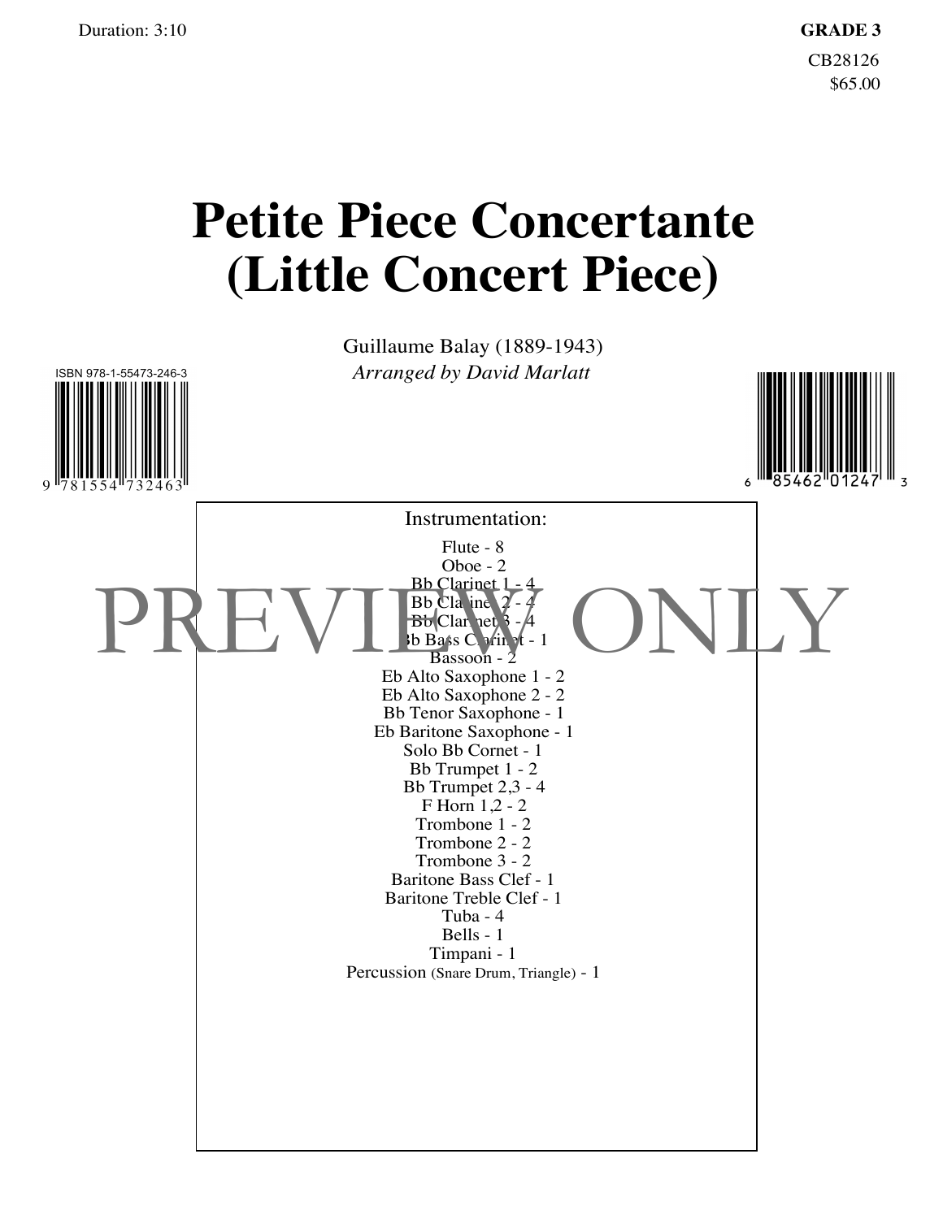Duration: 3:10

**GRADE 3**

CB28126

$65.00

# Petite Piece Concertante (Little Concert Piece)

Guillaume Balay (1889-1943)

*Arranged by David Marlatt*

ISBN 978-1-55473-246-3

9 781554 732463

6 85462 01247 3

Instrumentation:

- Flute - 8
- Oboe - 2
- Bb Clarinet 1 - 4
- Bb Clarinet 2 - 4
- Bb Clarinet 3 - 4
- Bb Bass Clarinet - 1
- Bassoon - 2
- Eb Alto Saxophone 1 - 2
- Eb Alto Saxophone 2 - 2
- Bb Tenor Saxophone - 1
- Eb Baritone Saxophone - 1
- Solo Bb Cornet - 1
- Bb Trumpet 1 - 2
- Bb Trumpet 2,3 - 4
- F Horn 1,2 - 2
- Trombone 1 - 2
- Trombone 2 - 2
- Trombone 3 - 2
- Baritone Bass Clef - 1
- Baritone Treble Clef - 1
- Tuba - 4
- Bells - 1
- Timpani - 1
- Percussion (Snare Drum, Triangle) - 1

PREVIEW ONLY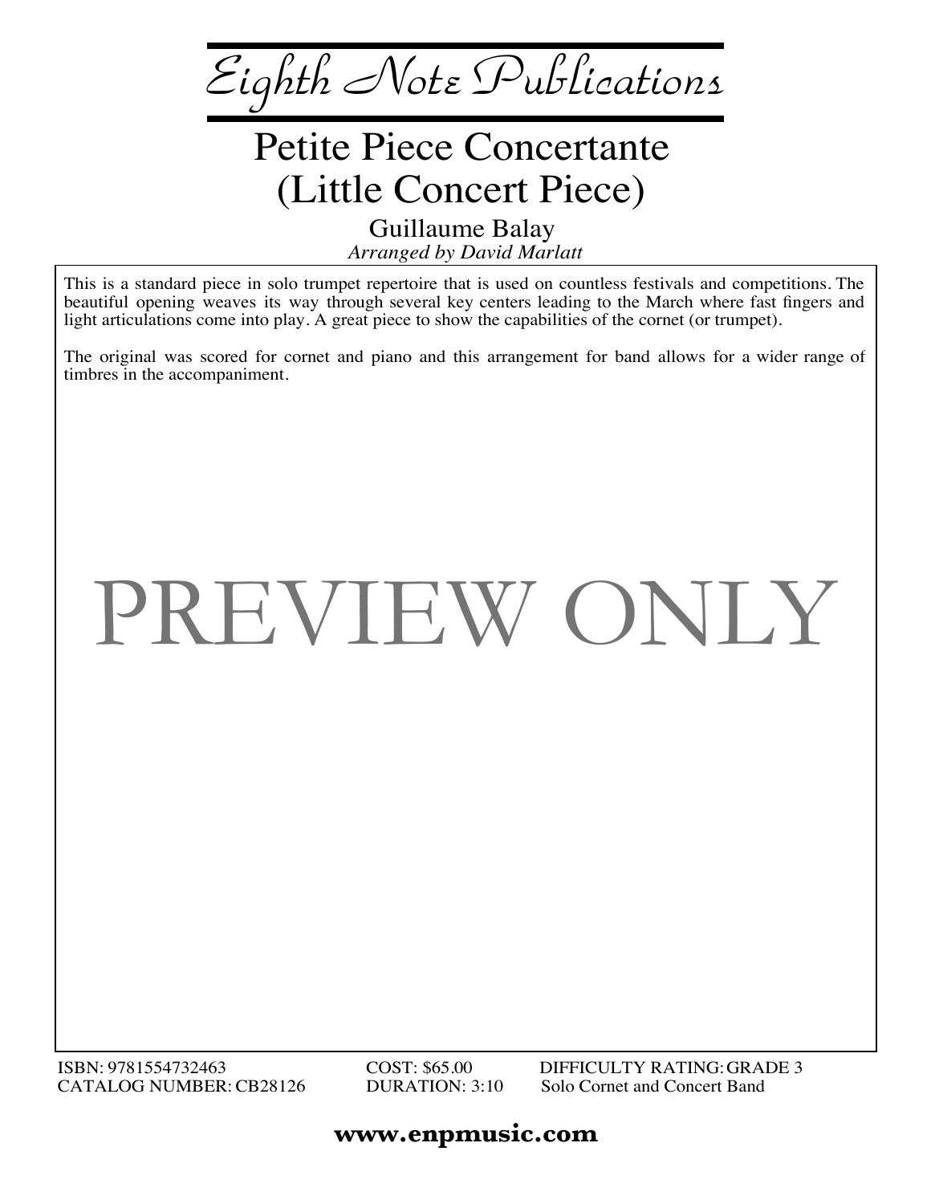# Eighth Note Publications

## Petite Piece Concertante (Little Concert Piece)

Guillaume Balay

*Arranged by David Marlatt*

This is a standard piece in solo trumpet repertoire that is used on countless festivals and competitions. The beautiful opening weaves its way through several key centers leading to the March where fast fingers and light articulations come into play. A great piece to show the capabilities of the cornet (or trumpet).

The original was scored for cornet and piano and this arrangement for band allows for a wider range of timbres in the accompaniment.

PREVIEW ONLY

ISBN: 9781554732463
CATALOG NUMBER: CB28126
COST: $65.00
DURATION: 3:10
DIFFICULTY RATING: GRADE 3
Solo Cornet and Concert Band

**www.enpmusic.com**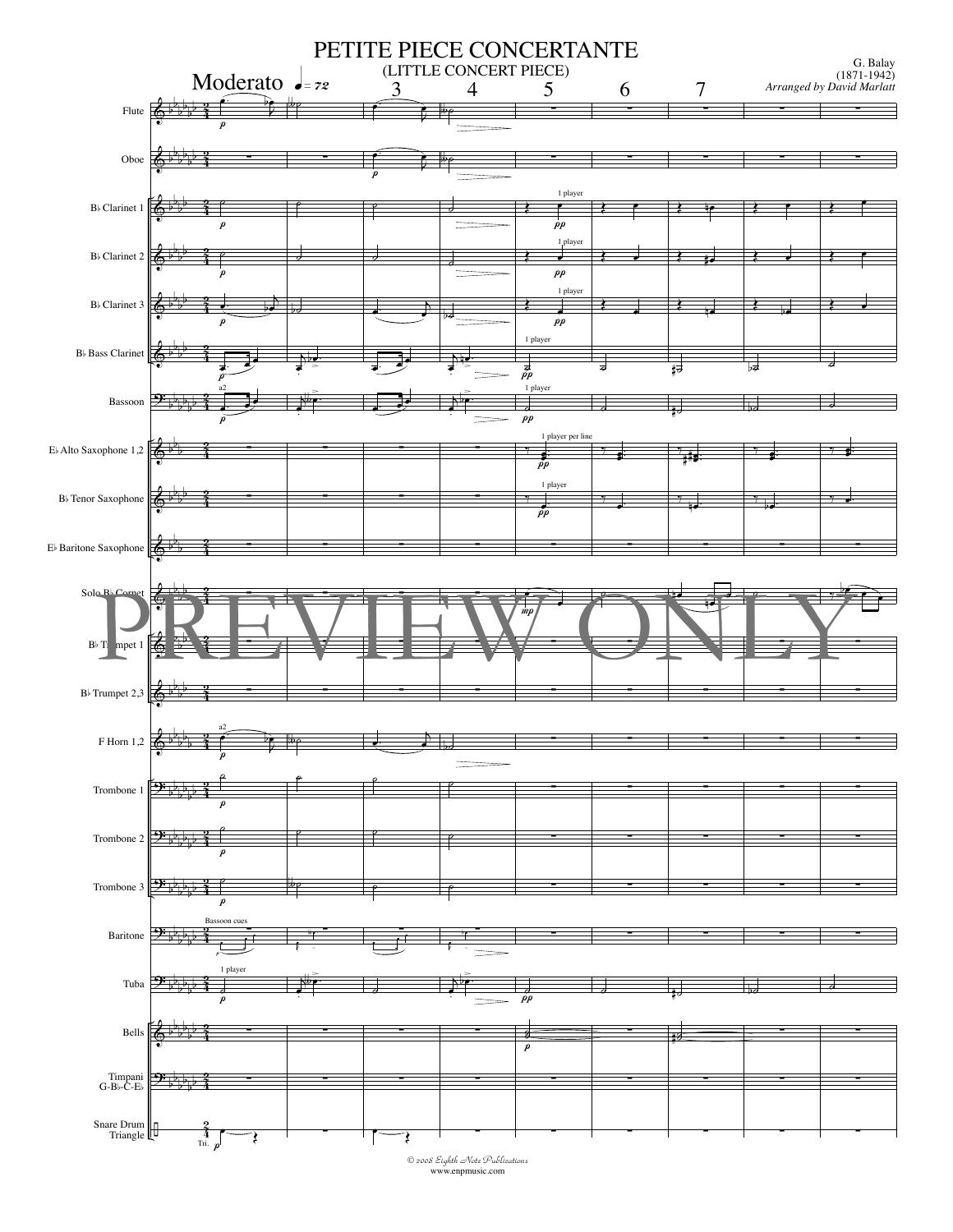# PETITE PIECE CONCERTANTE

(LITTLE CONCERT PIECE)

G. Balay
(1871-1942)
*Arranged by David Marlatt*

Moderato ♩= 72

Flute
Oboe
B♭ Clarinet 1
B♭ Clarinet 2
B♭ Clarinet 3
B♭ Bass Clarinet
Bassoon
E♭ Alto Saxophone 1,2
B♭ Tenor Saxophone
E♭ Baritone Saxophone
Solo B♭ Cornet
B♭ Trumpet 1
B♭ Trumpet 2,3
F Horn 1,2
Trombone 1
Trombone 2
Trombone 3
Baritone
Tuba
Bells
Timpani G-B♭-C-E♭
Snare Drum Triangle

PREVIEW ONLY

© 2008 Eighth Note Publications
www.enpmusic.com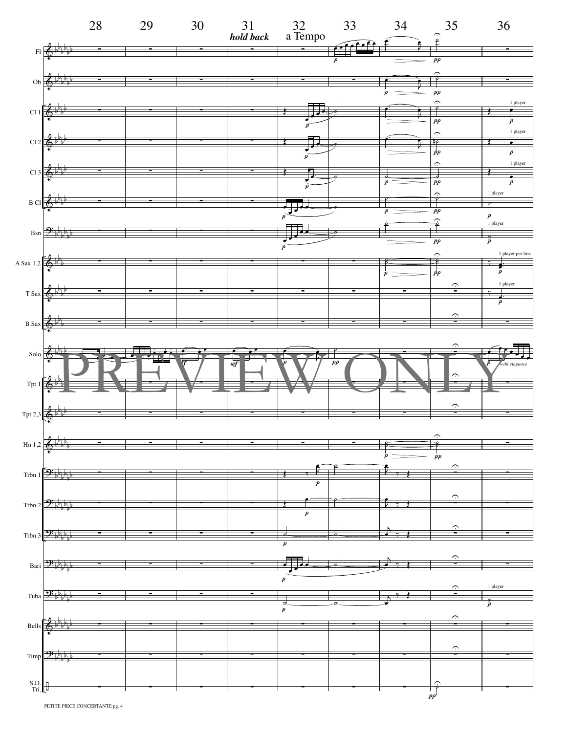31 *hold back*

32 a Tempo

PREVIEW ONLY

1 player

1 player per line

*with elegance*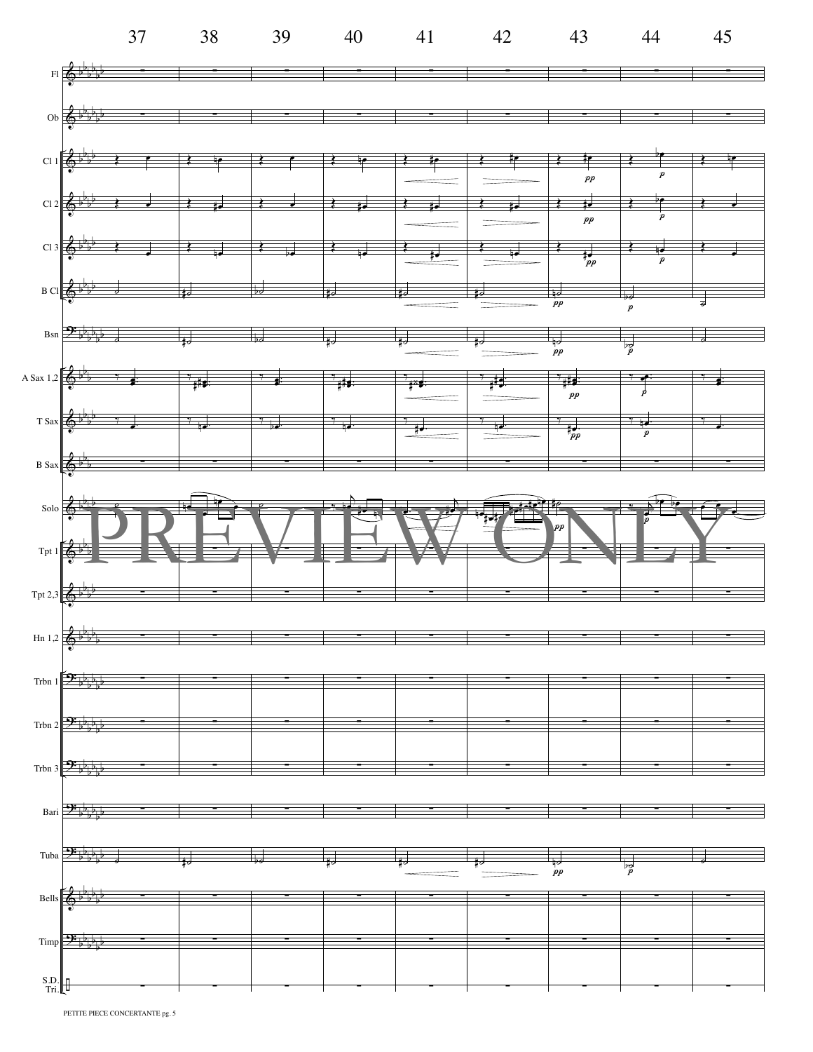37 38 39 40 41 42 43 44 45

Fl

Ob

Cl 1

Cl 2

Cl 3

B Cl

Bsn

A Sax 1,2

T Sax

B Sax

Solo

Tpt 1

Tpt 2,3

Hn 1,2

Trbn 1

Trbn 2

Trbn 3

Bari

Tuba

Bells

Timp

S.D. Tri.

PREVIEW ONLY

PETITE PIECE CONCERTANTE pg. 5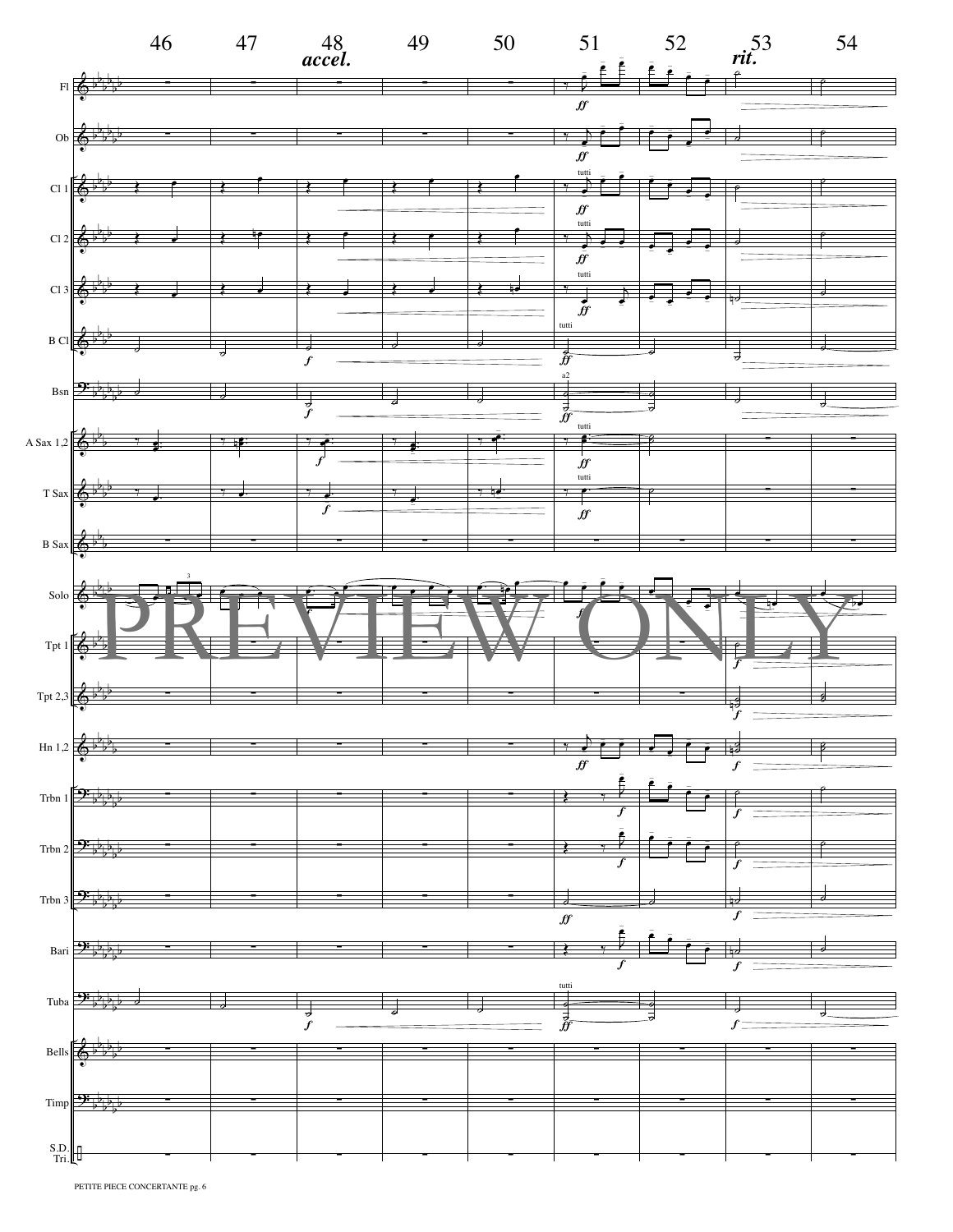46 47 48 *accel.* 49 50 51 52 53 *rit.* 54

Fl

Ob

Cl 1

Cl 2

Cl 3

B Cl

Bsn

A Sax 1,2

T Sax

B Sax

Solo

Tpt 1

Tpt 2,3

Hn 1,2

Trbn 1

Trbn 2

Trbn 3

Bari

Tuba

Bells

Timp

S.D. Tri.

PREVIEW ONLY

PETITE PIECE CONCERTANTE pg. 6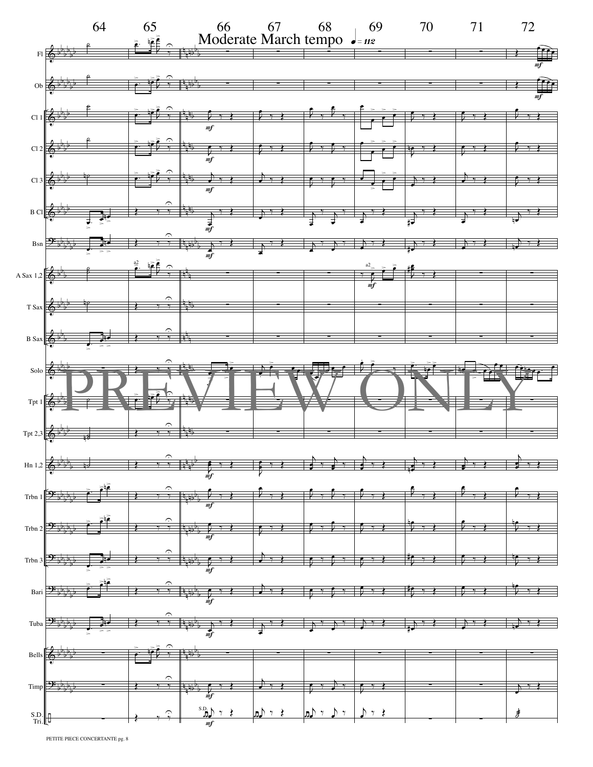64 65 66 67 68 69 70 71 72

Moderate March tempo ♩= 112

Fl

Ob

Cl 1

Cl 2

Cl 3

B Cl

Bsn

A Sax 1,2

T Sax

B Sax

Solo

Tpt 1

Tpt 2,3

Hn 1,2

Trbn 1

Trbn 2

Trbn 3

Bari

Tuba

Bells

Timp

S.D. Tri.

PREVIEW ONLY

PETITE PIECE CONCERTANTE pg. 8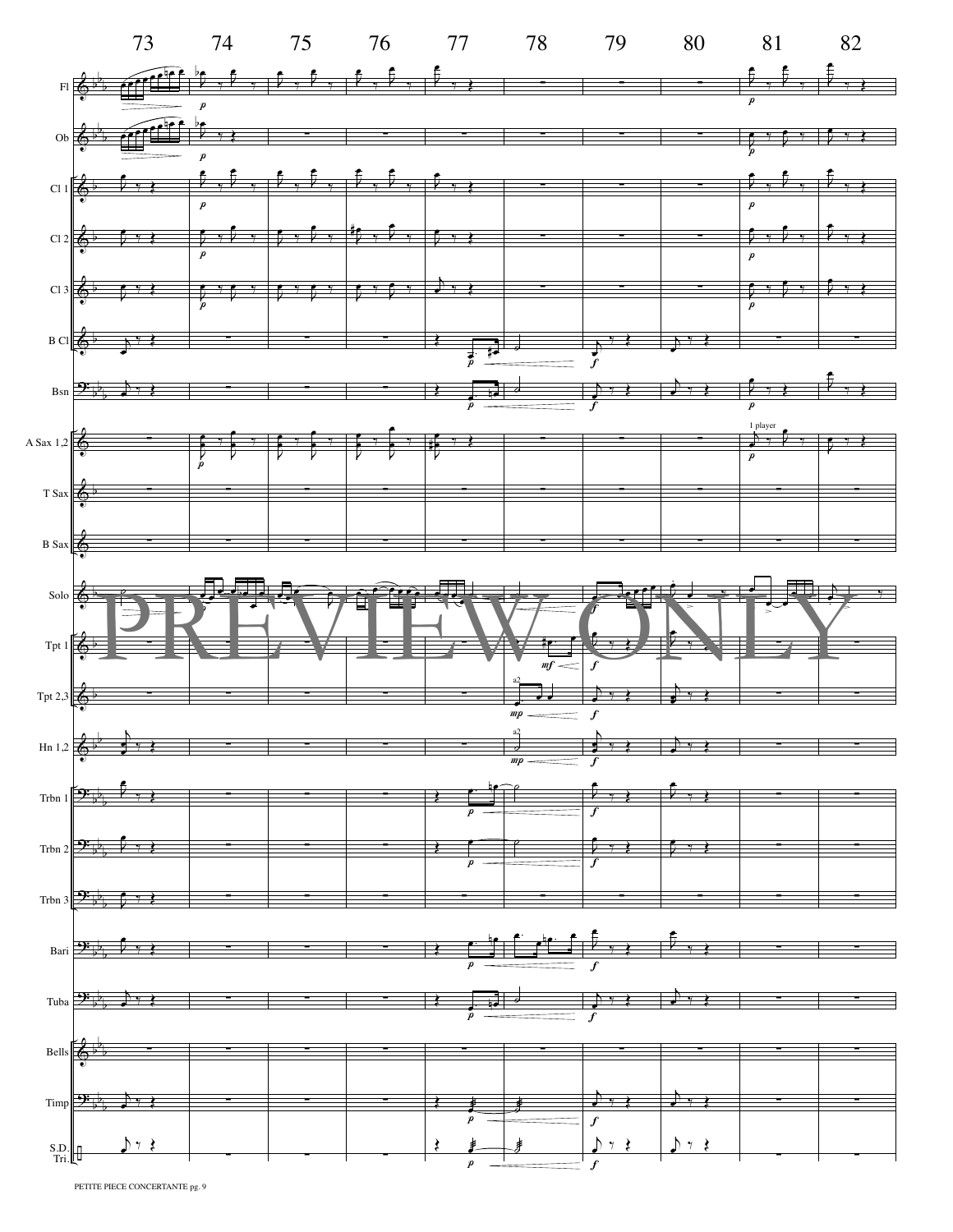PREVIEW ONLY

PETITE PIECE CONCERTANTE pg. 9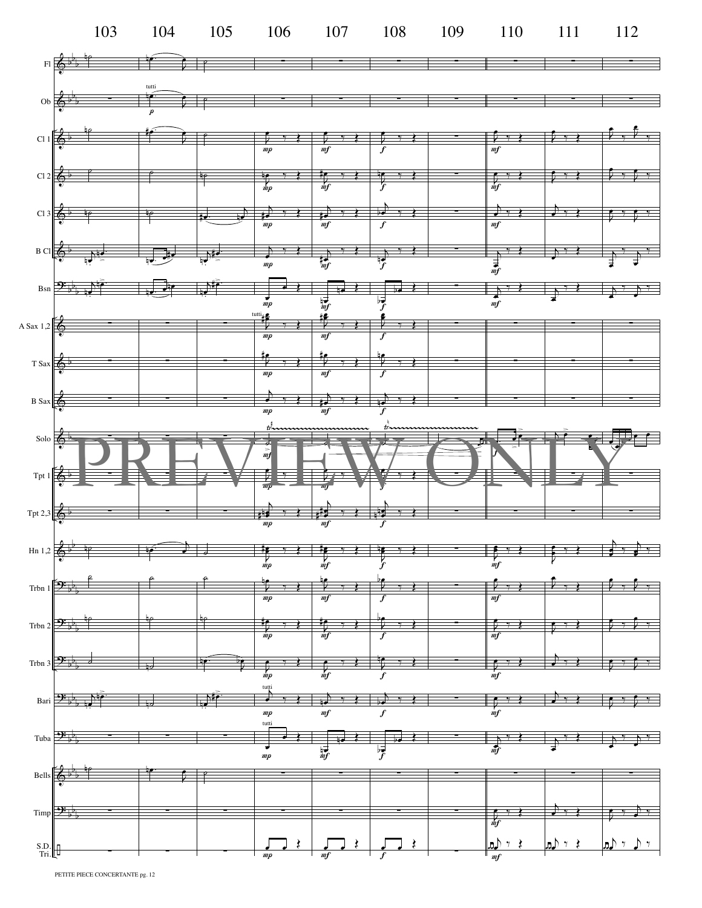103 104 105 106 107 108 109 110 111 112

Fl

Ob

Cl 1

Cl 2

Cl 3

B Cl

Bsn

A Sax 1,2

T Sax

B Sax

Solo

Tpt 1

Tpt 2,3

Hn 1,2

Trbn 1

Trbn 2

Trbn 3

Bari

Tuba

Bells

Timp

S.D. Tri.

PREVIEW ONLY

PETITE PIECE CONCERTANTE pg. 12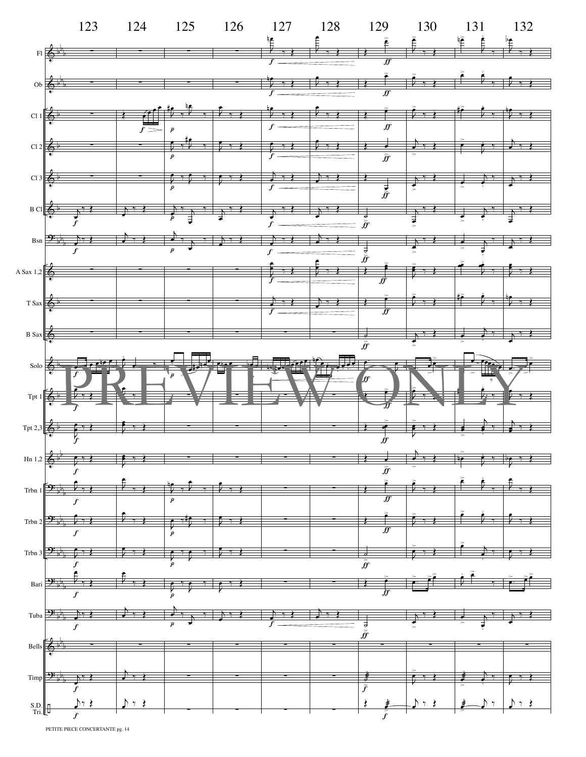123 124 125 126 127 128 129 130 131 132

Fl

Ob

Cl 1

Cl 2

Cl 3

B Cl

Bsn

A Sax 1,2

T Sax

B Sax

Solo

Tpt 1

Tpt 2,3

Hn 1,2

Trbn 1

Trbn 2

Trbn 3

Bari

Tuba

Bells

Timp

S.D. Tri.

PREVIEW ONLY

PETITE PIECE CONCERTANTE pg. 14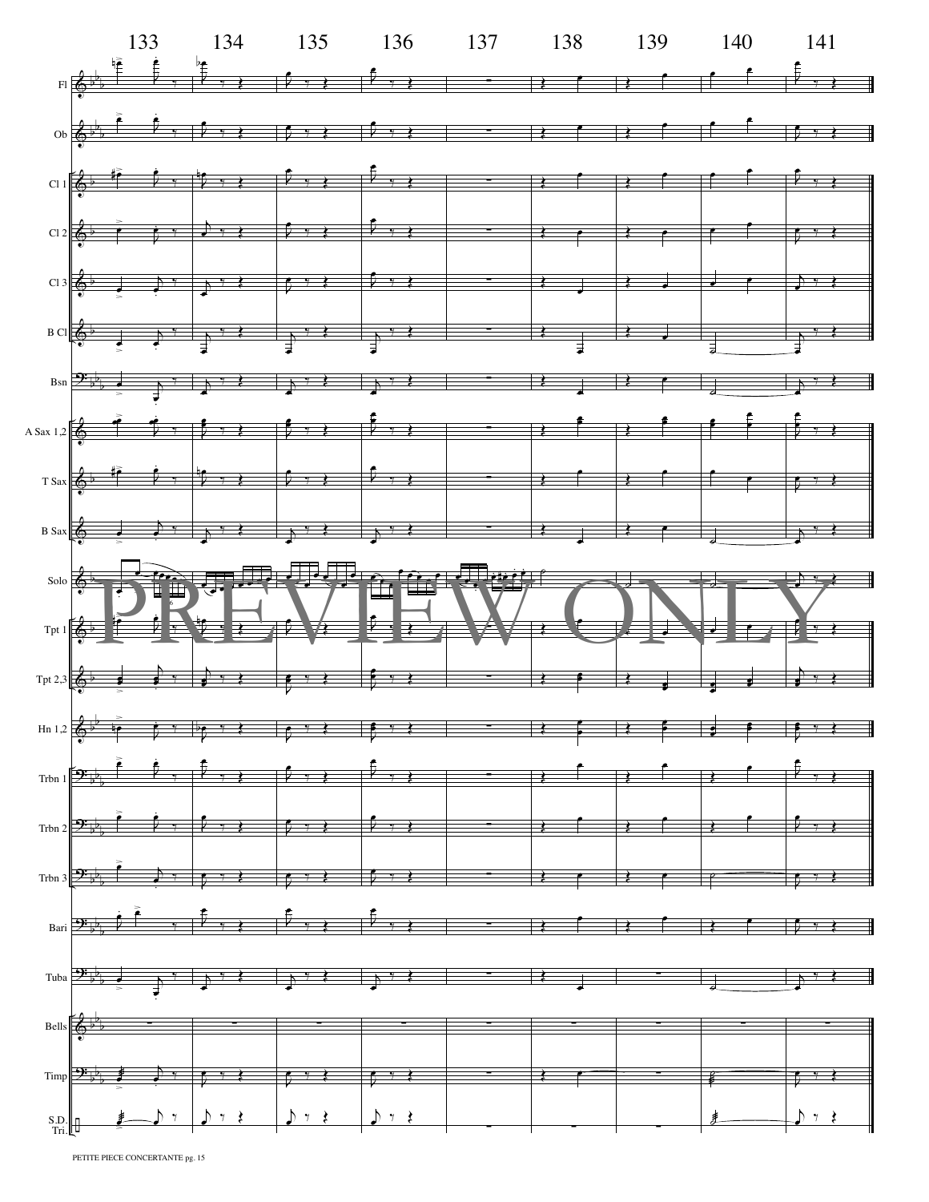133 134 135 136 137 138 139 140 141

Fl

Ob

Cl 1

Cl 2

Cl 3

B Cl

Bsn

A Sax 1,2

T Sax

B Sax

Solo

Tpt 1

Tpt 2,3

Hn 1,2

Trbn 1

Trbn 2

Trbn 3

Bari

Tuba

Bells

Timp

S.D. Tri.

PREVIEW ONLY

PETITE PIECE CONCERTANTE pg. 15